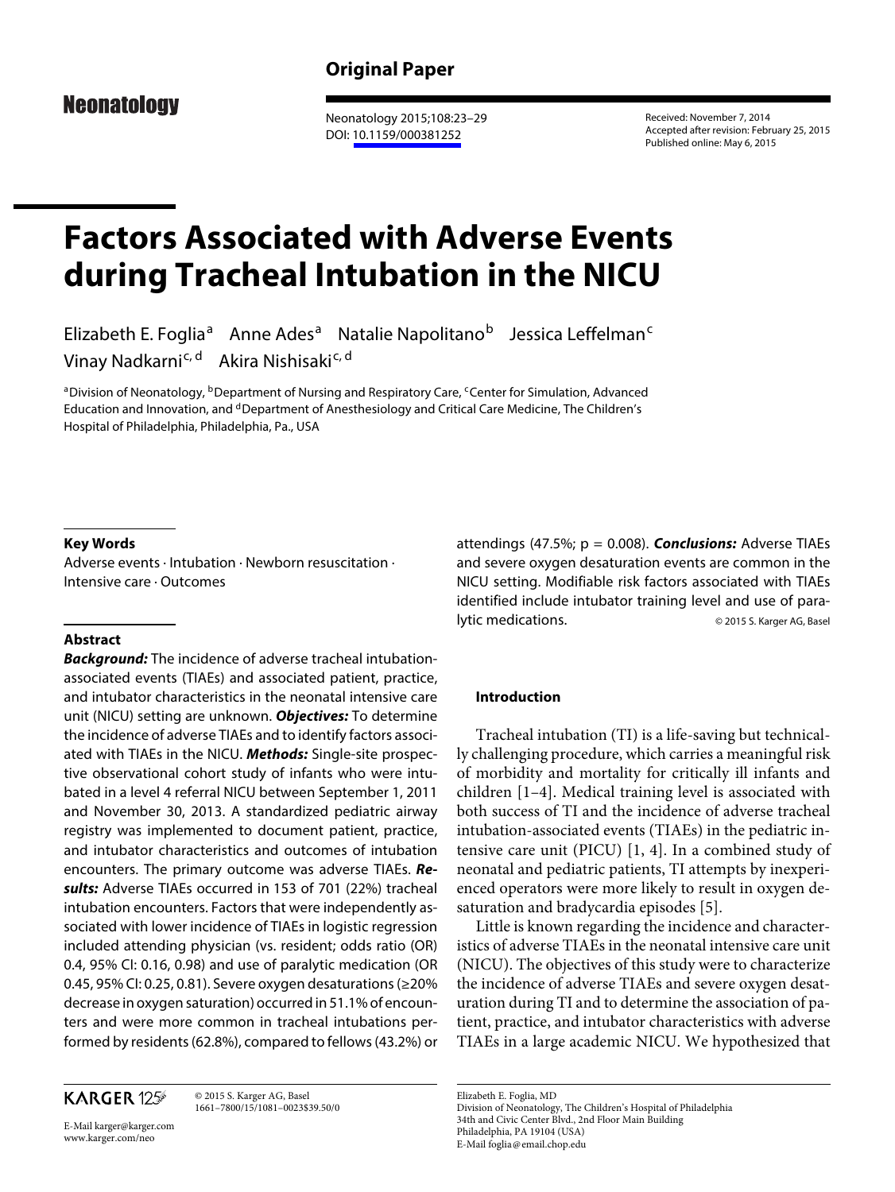Original Paper

Neonatology

Received: November 7, 2014
Accepted after revision: February 25, 2015
Published online: May 6, 2015

# Factors Associated with Adverse Events during Tracheal Intubation in the NICU

Elizabeth E. Foglia[a] Anne Ades[a] Natalie Napolitano[b] Jessica Leffelman[c] Vinay Nadkarni[c, d] Akira Nishisaki[c, d]

[a]Division of Neonatology, [b]Department of Nursing and Respiratory Care, [c]Center for Simulation, Advanced Education and Innovation, and [d]Department of Anesthesiology and Critical Care Medicine, The Children's Hospital of Philadelphia, Philadelphia, Pa., USA

### Key Words

Adverse events · Intubation · Newborn resuscitation · Intensive care · Outcomes

### Abstract

***Background:*** The incidence of adverse tracheal intubation-associated events (TIAEs) and associated patient, practice, and intubator characteristics in the neonatal intensive care unit (NICU) setting are unknown. ***Objectives:*** To determine the incidence of adverse TIAEs and to identify factors associated with TIAEs in the NICU. ***Methods:*** Single-site prospective observational cohort study of infants who were intubated in a level 4 referral NICU between September 1, 2011 and November 30, 2013. A standardized pediatric airway registry was implemented to document patient, practice, and intubator characteristics and outcomes of intubation encounters. The primary outcome was adverse TIAEs. ***Results:*** Adverse TIAEs occurred in 153 of 701 (22%) tracheal intubation encounters. Factors that were independently associated with lower incidence of TIAEs in logistic regression included attending physician (vs. resident; odds ratio (OR) 0.4, 95% CI: 0.16, 0.98) and use of paralytic medication (OR 0.45, 95% CI: 0.25, 0.81). Severe oxygen desaturations (≥20% decrease in oxygen saturation) occurred in 51.1% of encounters and were more common in tracheal intubations performed by residents (62.8%), compared to fellows (43.2%) or attendings (47.5%; $p = 0.008$). ***Conclusions:*** Adverse TIAEs and severe oxygen desaturation events are common in the NICU setting. Modifiable risk factors associated with TIAEs identified include intubator training level and use of paralytic medications.

© 2015 S. Karger AG, Basel

### Introduction

Tracheal intubation (TI) is a life-saving but technically challenging procedure, which carries a meaningful risk of morbidity and mortality for critically ill infants and children [1–4]. Medical training level is associated with both success of TI and the incidence of adverse tracheal intubation-associated events (TIAEs) in the pediatric intensive care unit (PICU) [1, 4]. In a combined study of neonatal and pediatric patients, TI attempts by inexperienced operators were more likely to result in oxygen desaturation and bradycardia episodes [5].

Little is known regarding the incidence and characteristics of adverse TIAEs in the neonatal intensive care unit (NICU). The objectives of this study were to characterize the incidence of adverse TIAEs and severe oxygen desaturation during TI and to determine the association of patient, practice, and intubator characteristics with adverse TIAEs in a large academic NICU. We hypothesized that

KARGER 125

© 2015 S. Karger AG, Basel
1661–7800/15/1081–0023$39.50/0

E-Mail karger@karger.com
www.karger.com/neo

Elizabeth E. Foglia, MD
Division of Neonatology, The Children's Hospital of Philadelphia
34th and Civic Center Blvd., 2nd Floor Main Building
Philadelphia, PA 19104 (USA)
E-Mail foglia@email.chop.edu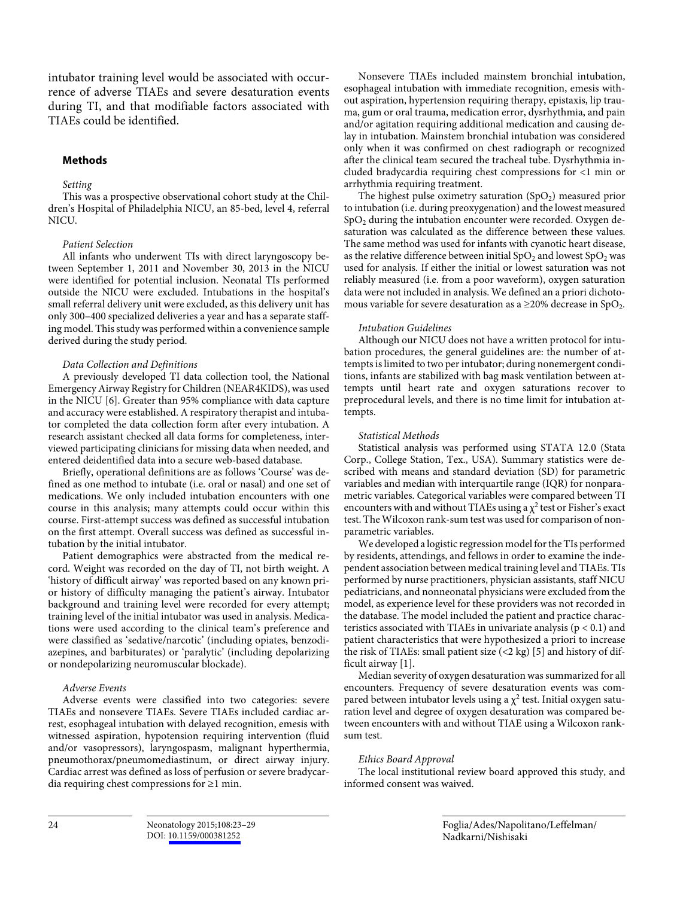intubator training level would be associated with occurrence of adverse TIAEs and severe desaturation events during TI, and that modifiable factors associated with TIAEs could be identified.

## Methods

*Setting*

This was a prospective observational cohort study at the Children's Hospital of Philadelphia NICU, an 85-bed, level 4, referral NICU.

*Patient Selection*

All infants who underwent TIs with direct laryngoscopy between September 1, 2011 and November 30, 2013 in the NICU were identified for potential inclusion. Neonatal TIs performed outside the NICU were excluded. Intubations in the hospital's small referral delivery unit were excluded, as this delivery unit has only 300–400 specialized deliveries a year and has a separate staffing model. This study was performed within a convenience sample derived during the study period.

*Data Collection and Definitions*

A previously developed TI data collection tool, the National Emergency Airway Registry for Children (NEAR4KIDS), was used in the NICU [6]. Greater than 95% compliance with data capture and accuracy were established. A respiratory therapist and intubator completed the data collection form after every intubation. A research assistant checked all data forms for completeness, interviewed participating clinicians for missing data when needed, and entered deidentified data into a secure web-based database.

Briefly, operational definitions are as follows 'Course' was defined as one method to intubate (i.e. oral or nasal) and one set of medications. We only included intubation encounters with one course in this analysis; many attempts could occur within this course. First-attempt success was defined as successful intubation on the first attempt. Overall success was defined as successful intubation by the initial intubator.

Patient demographics were abstracted from the medical record. Weight was recorded on the day of TI, not birth weight. A 'history of difficult airway' was reported based on any known prior history of difficulty managing the patient's airway. Intubator background and training level were recorded for every attempt; training level of the initial intubator was used in analysis. Medications were used according to the clinical team's preference and were classified as 'sedative/narcotic' (including opiates, benzodiazepines, and barbiturates) or 'paralytic' (including depolarizing or nondepolarizing neuromuscular blockade).

*Adverse Events*

Adverse events were classified into two categories: severe TIAEs and nonsevere TIAEs. Severe TIAEs included cardiac arrest, esophageal intubation with delayed recognition, emesis with witnessed aspiration, hypotension requiring intervention (fluid and/or vasopressors), laryngospasm, malignant hyperthermia, pneumothorax/pneumomediastinum, or direct airway injury. Cardiac arrest was defined as loss of perfusion or severe bradycardia requiring chest compressions for ≥1 min.

Nonsevere TIAEs included mainstem bronchial intubation, esophageal intubation with immediate recognition, emesis without aspiration, hypertension requiring therapy, epistaxis, lip trauma, gum or oral trauma, medication error, dysrhythmia, and pain and/or agitation requiring additional medication and causing delay in intubation. Mainstem bronchial intubation was considered only when it was confirmed on chest radiograph or recognized after the clinical team secured the tracheal tube. Dysrhythmia included bradycardia requiring chest compressions for <1 min or arrhythmia requiring treatment.

The highest pulse oximetry saturation ($SpO_2$) measured prior to intubation (i.e. during preoxygenation) and the lowest measured $SpO_2$ during the intubation encounter were recorded. Oxygen desaturation was calculated as the difference between these values. The same method was used for infants with cyanotic heart disease, as the relative difference between initial $SpO_2$ and lowest $SpO_2$ was used for analysis. If either the initial or lowest saturation was not reliably measured (i.e. from a poor waveform), oxygen saturation data were not included in analysis. We defined an a priori dichotomous variable for severe desaturation as a ≥20% decrease in $SpO_2$.

*Intubation Guidelines*

Although our NICU does not have a written protocol for intubation procedures, the general guidelines are: the number of attempts is limited to two per intubator; during nonemergent conditions, infants are stabilized with bag mask ventilation between attempts until heart rate and oxygen saturations recover to preprocedural levels, and there is no time limit for intubation attempts.

*Statistical Methods*

Statistical analysis was performed using STATA 12.0 (Stata Corp., College Station, Tex., USA). Summary statistics were described with means and standard deviation (SD) for parametric variables and median with interquartile range (IQR) for nonparametric variables. Categorical variables were compared between TI encounters with and without TIAEs using a $\chi^2$ test or Fisher's exact test. The Wilcoxon rank-sum test was used for comparison of nonparametric variables.

We developed a logistic regression model for the TIs performed by residents, attendings, and fellows in order to examine the independent association between medical training level and TIAEs. TIs performed by nurse practitioners, physician assistants, staff NICU pediatricians, and nonneonatal physicians were excluded from the model, as experience level for these providers was not recorded in the database. The model included the patient and practice characteristics associated with TIAEs in univariate analysis ($p < 0.1$) and patient characteristics that were hypothesized a priori to increase the risk of TIAEs: small patient size (<2 kg) [5] and history of difficult airway [1].

Median severity of oxygen desaturation was summarized for all encounters. Frequency of severe desaturation events was compared between intubator levels using a $\chi^2$ test. Initial oxygen saturation level and degree of oxygen desaturation was compared between encounters with and without TIAE using a Wilcoxon rank-sum test.

*Ethics Board Approval*

The local institutional review board approved this study, and informed consent was waived.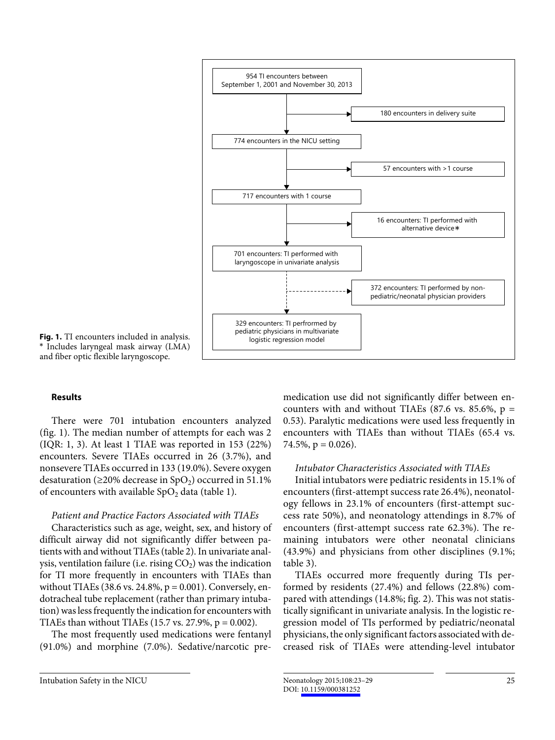954 TI encounters between September 1, 2001 and November 30, 2013

→ 180 encounters in delivery suite

774 encounters in the NICU setting

→ 57 encounters with >1 course

717 encounters with 1 course

→ 16 encounters: TI performed with alternative device*

701 encounters: TI performed with laryngoscope in univariate analysis

→ 372 encounters: TI performed by non-pediatric/neonatal physician providers

329 encounters: TI perfromed by pediatric physicians in multivariate logistic regression model

**Fig. 1.** TI encounters included in analysis. * Includes laryngeal mask airway (LMA) and fiber optic flexible laryngoscope.

## Results

There were 701 intubation encounters analyzed (fig. 1). The median number of attempts for each was 2 (IQR: 1, 3). At least 1 TIAE was reported in 153 (22%) encounters. Severe TIAEs occurred in 26 (3.7%), and nonsevere TIAEs occurred in 133 (19.0%). Severe oxygen desaturation (≥20% decrease in $SpO_2$) occurred in 51.1% of encounters with available $SpO_2$ data (table 1).

### *Patient and Practice Factors Associated with TIAEs*

Characteristics such as age, weight, sex, and history of difficult airway did not significantly differ between patients with and without TIAEs (table 2). In univariate analysis, ventilation failure (i.e. rising $CO_2$) was the indication for TI more frequently in encounters with TIAEs than without TIAEs (38.6 vs. 24.8%, $p = 0.001$). Conversely, endotracheal tube replacement (rather than primary intubation) was less frequently the indication for encounters with TIAEs than without TIAEs (15.7 vs. 27.9%, $p = 0.002$).

The most frequently used medications were fentanyl (91.0%) and morphine (7.0%). Sedative/narcotic premedication use did not significantly differ between encounters with and without TIAEs (87.6 vs. 85.6%, $p = 0.53$). Paralytic medications were used less frequently in encounters with TIAEs than without TIAEs (65.4 vs. 74.5%, $p = 0.026$).

### *Intubator Characteristics Associated with TIAEs*

Initial intubators were pediatric residents in 15.1% of encounters (first-attempt success rate 26.4%), neonatology fellows in 23.1% of encounters (first-attempt success rate 50%), and neonatology attendings in 8.7% of encounters (first-attempt success rate 62.3%). The remaining intubators were other neonatal clinicians (43.9%) and physicians from other disciplines (9.1%; table 3).

TIAEs occurred more frequently during TIs performed by residents (27.4%) and fellows (22.8%) compared with attendings (14.8%; fig. 2). This was not statistically significant in univariate analysis. In the logistic regression model of TIs performed by pediatric/neonatal physicians, the only significant factors associated with decreased risk of TIAEs were attending-level intubator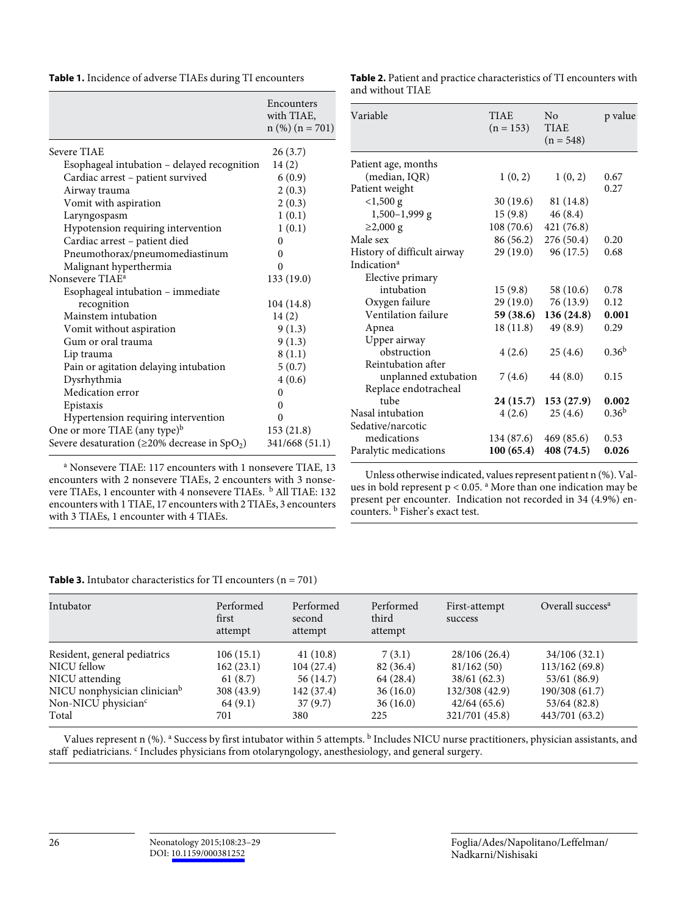**Table 1.** Incidence of adverse TIAEs during TI encounters

| | Encounters with TIAE, n (%) (n = 701) |
|---|---|
| Severe TIAE | 26 (3.7) |
| Esophageal intubation – delayed recognition | 14 (2) |
| Cardiac arrest – patient survived | 6 (0.9) |
| Airway trauma | 2 (0.3) |
| Vomit with aspiration | 2 (0.3) |
| Laryngospasm | 1 (0.1) |
| Hypotension requiring intervention | 1 (0.1) |
| Cardiac arrest – patient died | 0 |
| Pneumothorax/pneumomediastinum | 0 |
| Malignant hyperthermia | 0 |
| Nonsevere TIAE[a] | 133 (19.0) |
| Esophageal intubation – immediate recognition | 104 (14.8) |
| Mainstem intubation | 14 (2) |
| Vomit without aspiration | 9 (1.3) |
| Gum or oral trauma | 9 (1.3) |
| Lip trauma | 8 (1.1) |
| Pain or agitation delaying intubation | 5 (0.7) |
| Dysrhythmia | 4 (0.6) |
| Medication error | 0 |
| Epistaxis | 0 |
| Hypertension requiring intervention | 0 |
| One or more TIAE (any type)[b] | 153 (21.8) |
| Severe desaturation (≥20% decrease in $SpO_2$) | 341/668 (51.1) |

[a] Nonsevere TIAE: 117 encounters with 1 nonsevere TIAE, 13 encounters with 2 nonsevere TIAEs, 2 encounters with 3 nonsevere TIAEs, 1 encounter with 4 nonsevere TIAEs. [b] All TIAE: 132 encounters with 1 TIAE, 17 encounters with 2 TIAEs, 3 encounters with 3 TIAEs, 1 encounter with 4 TIAEs.

**Table 2.** Patient and practice characteristics of TI encounters with and without TIAE

| Variable | TIAE (n = 153) | No TIAE (n = 548) | p value |
|---|---|---|---|
| Patient age, months (median, IQR) | 1 (0, 2) | 1 (0, 2) | 0.67 |
| Patient weight | | | 0.27 |
| <1,500 g | 30 (19.6) | 81 (14.8) | |
| 1,500–1,999 g | 15 (9.8) | 46 (8.4) | |
| ≥2,000 g | 108 (70.6) | 421 (76.8) | |
| Male sex | 86 (56.2) | 276 (50.4) | 0.20 |
| History of difficult airway | 29 (19.0) | 96 (17.5) | 0.68 |
| Indication[a] | | | |
| Elective primary intubation | 15 (9.8) | 58 (10.6) | 0.78 |
| Oxygen failure | 29 (19.0) | 76 (13.9) | 0.12 |
| Ventilation failure | **59 (38.6)** | **136 (24.8)** | **0.001** |
| Apnea | 18 (11.8) | 49 (8.9) | 0.29 |
| Upper airway obstruction | 4 (2.6) | 25 (4.6) | 0.36[b] |
| Reintubation after unplanned extubation | 7 (4.6) | 44 (8.0) | 0.15 |
| Replace endotracheal tube | **24 (15.7)** | **153 (27.9)** | **0.002** |
| Nasal intubation | 4 (2.6) | 25 (4.6) | 0.36[b] |
| Sedative/narcotic medications | 134 (87.6) | 469 (85.6) | 0.53 |
| Paralytic medications | **100 (65.4)** | **408 (74.5)** | **0.026** |

Unless otherwise indicated, values represent patient n (%). Values in bold represent p < 0.05. [a] More than one indication may be present per encounter. Indication not recorded in 34 (4.9%) encounters. [b] Fisher's exact test.

**Table 3.** Intubator characteristics for TI encounters (n = 701)

| Intubator | Performed first attempt | Performed second attempt | Performed third attempt | First-attempt success | Overall success[a] |
|---|---|---|---|---|---|
| Resident, general pediatrics | 106 (15.1) | 41 (10.8) | 7 (3.1) | 28/106 (26.4) | 34/106 (32.1) |
| NICU fellow | 162 (23.1) | 104 (27.4) | 82 (36.4) | 81/162 (50) | 113/162 (69.8) |
| NICU attending | 61 (8.7) | 56 (14.7) | 64 (28.4) | 38/61 (62.3) | 53/61 (86.9) |
| NICU nonphysician clinician[b] | 308 (43.9) | 142 (37.4) | 36 (16.0) | 132/308 (42.9) | 190/308 (61.7) |
| Non-NICU physician[c] | 64 (9.1) | 37 (9.7) | 36 (16.0) | 42/64 (65.6) | 53/64 (82.8) |
| Total | 701 | 380 | 225 | 321/701 (45.8) | 443/701 (63.2) |

Values represent n (%). [a] Success by first intubator within 5 attempts. [b] Includes NICU nurse practitioners, physician assistants, and staff pediatricians. [c] Includes physicians from otolaryngology, anesthesiology, and general surgery.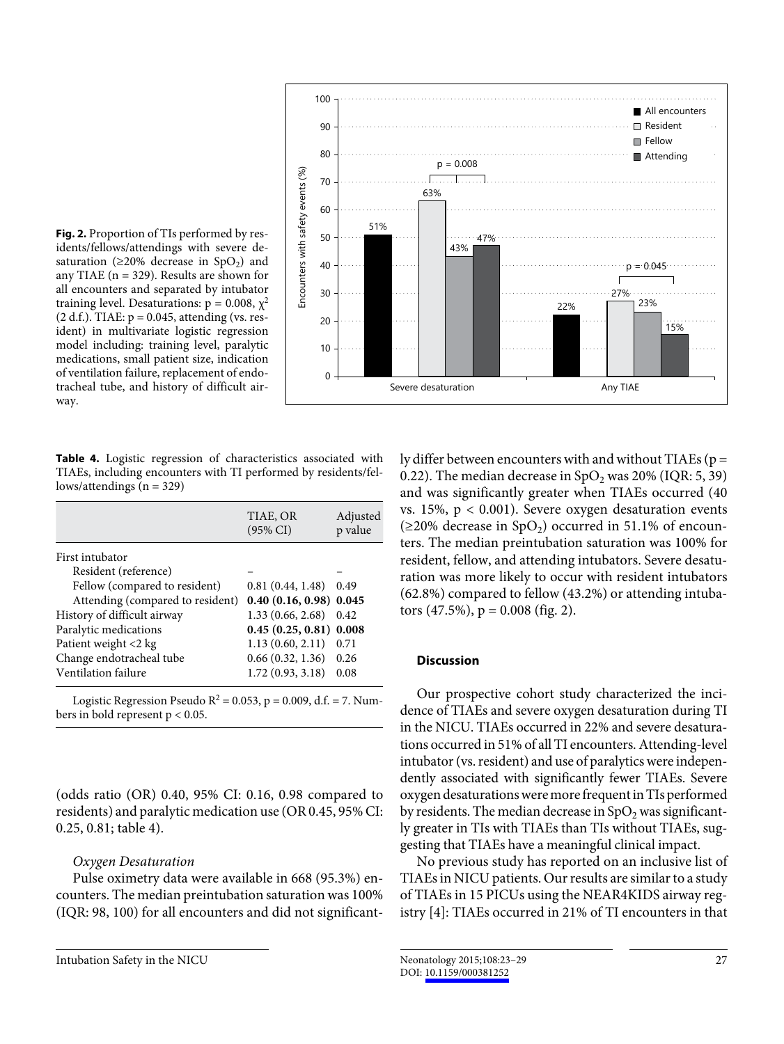**Fig. 2.** Proportion of TIs performed by residents/fellows/attendings with severe desaturation (≥20% decrease in $SpO_2$) and any TIAE (n = 329). Results are shown for all encounters and separated by intubator training level. Desaturations: p = 0.008, $\chi^2$ (2 d.f.). TIAE: p = 0.045, attending (vs. resident) in multivariate logistic regression model including: training level, paralytic medications, small patient size, indication of ventilation failure, replacement of endotracheal tube, and history of difficult airway.

**Table 4.** Logistic regression of characteristics associated with TIAEs, including encounters with TI performed by residents/fellows/attendings (n = 329)

| | TIAE, OR (95% CI) | Adjusted p value |
|---|---|---|
| First intubator | | |
| Resident (reference) | – | – |
| Fellow (compared to resident) | 0.81 (0.44, 1.48) | 0.49 |
| Attending (compared to resident) | **0.40 (0.16, 0.98)** | **0.045** |
| History of difficult airway | 1.33 (0.66, 2.68) | 0.42 |
| Paralytic medications | **0.45 (0.25, 0.81)** | **0.008** |
| Patient weight <2 kg | 1.13 (0.60, 2.11) | 0.71 |
| Change endotracheal tube | 0.66 (0.32, 1.36) | 0.26 |
| Ventilation failure | 1.72 (0.93, 3.18) | 0.08 |

Logistic Regression Pseudo $R^2$ = 0.053, p = 0.009, d.f. = 7. Numbers in bold represent p < 0.05.

(odds ratio (OR) 0.40, 95% CI: 0.16, 0.98 compared to residents) and paralytic medication use (OR 0.45, 95% CI: 0.25, 0.81; table 4).

*Oxygen Desaturation*

Pulse oximetry data were available in 668 (95.3%) encounters. The median preintubation saturation was 100% (IQR: 98, 100) for all encounters and did not significantly differ between encounters with and without TIAEs (p = 0.22). The median decrease in $SpO_2$ was 20% (IQR: 5, 39) and was significantly greater when TIAEs occurred (40 vs. 15%, p < 0.001). Severe oxygen desaturation events (≥20% decrease in $SpO_2$) occurred in 51.1% of encounters. The median preintubation saturation was 100% for resident, fellow, and attending intubators. Severe desaturation was more likely to occur with resident intubators (62.8%) compared to fellow (43.2%) or attending intubators (47.5%), p = 0.008 (fig. 2).

## Discussion

Our prospective cohort study characterized the incidence of TIAEs and severe oxygen desaturation during TI in the NICU. TIAEs occurred in 22% and severe desaturations occurred in 51% of all TI encounters. Attending-level intubator (vs. resident) and use of paralytics were independently associated with significantly fewer TIAEs. Severe oxygen desaturations were more frequent in TIs performed by residents. The median decrease in $SpO_2$ was significantly greater in TIs with TIAEs than TIs without TIAEs, suggesting that TIAEs have a meaningful clinical impact.

No previous study has reported on an inclusive list of TIAEs in NICU patients. Our results are similar to a study of TIAEs in 15 PICUs using the NEAR4KIDS airway registry [4]: TIAEs occurred in 21% of TI encounters in that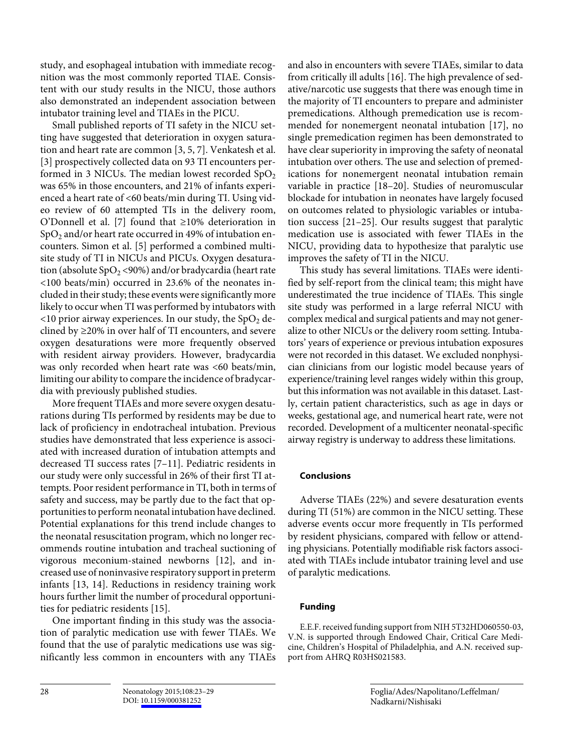study, and esophageal intubation with immediate recognition was the most commonly reported TIAE. Consistent with our study results in the NICU, those authors also demonstrated an independent association between intubator training level and TIAEs in the PICU.

Small published reports of TI safety in the NICU setting have suggested that deterioration in oxygen saturation and heart rate are common [3, 5, 7]. Venkatesh et al. [3] prospectively collected data on 93 TI encounters performed in 3 NICUs. The median lowest recorded $SpO_2$ was 65% in those encounters, and 21% of infants experienced a heart rate of <60 beats/min during TI. Using video review of 60 attempted TIs in the delivery room, O'Donnell et al. [7] found that ≥10% deterioration in $SpO_2$ and/or heart rate occurred in 49% of intubation encounters. Simon et al. [5] performed a combined multisite study of TI in NICUs and PICUs. Oxygen desaturation (absolute $SpO_2$ <90%) and/or bradycardia (heart rate <100 beats/min) occurred in 23.6% of the neonates included in their study; these events were significantly more likely to occur when TI was performed by intubators with <10 prior airway experiences. In our study, the $SpO_2$ declined by ≥20% in over half of TI encounters, and severe oxygen desaturations were more frequently observed with resident airway providers. However, bradycardia was only recorded when heart rate was <60 beats/min, limiting our ability to compare the incidence of bradycardia with previously published studies.

More frequent TIAEs and more severe oxygen desaturations during TIs performed by residents may be due to lack of proficiency in endotracheal intubation. Previous studies have demonstrated that less experience is associated with increased duration of intubation attempts and decreased TI success rates [7–11]. Pediatric residents in our study were only successful in 26% of their first TI attempts. Poor resident performance in TI, both in terms of safety and success, may be partly due to the fact that opportunities to perform neonatal intubation have declined. Potential explanations for this trend include changes to the neonatal resuscitation program, which no longer recommends routine intubation and tracheal suctioning of vigorous meconium-stained newborns [12], and increased use of noninvasive respiratory support in preterm infants [13, 14]. Reductions in residency training work hours further limit the number of procedural opportunities for pediatric residents [15].

One important finding in this study was the association of paralytic medication use with fewer TIAEs. We found that the use of paralytic medications use was significantly less common in encounters with any TIAEs and also in encounters with severe TIAEs, similar to data from critically ill adults [16]. The high prevalence of sedative/narcotic use suggests that there was enough time in the majority of TI encounters to prepare and administer premedications. Although premedication use is recommended for nonemergent neonatal intubation [17], no single premedication regimen has been demonstrated to have clear superiority in improving the safety of neonatal intubation over others. The use and selection of premedications for nonemergent neonatal intubation remain variable in practice [18–20]. Studies of neuromuscular blockade for intubation in neonates have largely focused on outcomes related to physiologic variables or intubation success [21–25]. Our results suggest that paralytic medication use is associated with fewer TIAEs in the NICU, providing data to hypothesize that paralytic use improves the safety of TI in the NICU.

This study has several limitations. TIAEs were identified by self-report from the clinical team; this might have underestimated the true incidence of TIAEs. This single site study was performed in a large referral NICU with complex medical and surgical patients and may not generalize to other NICUs or the delivery room setting. Intubators' years of experience or previous intubation exposures were not recorded in this dataset. We excluded nonphysician clinicians from our logistic model because years of experience/training level ranges widely within this group, but this information was not available in this dataset. Lastly, certain patient characteristics, such as age in days or weeks, gestational age, and numerical heart rate, were not recorded. Development of a multicenter neonatal-specific airway registry is underway to address these limitations.

## Conclusions

Adverse TIAEs (22%) and severe desaturation events during TI (51%) are common in the NICU setting. These adverse events occur more frequently in TIs performed by resident physicians, compared with fellow or attending physicians. Potentially modifiable risk factors associated with TIAEs include intubator training level and use of paralytic medications.

## Funding

E.E.F. received funding support from NIH 5T32HD060550-03, V.N. is supported through Endowed Chair, Critical Care Medicine, Children's Hospital of Philadelphia, and A.N. received support from AHRQ R03HS021583.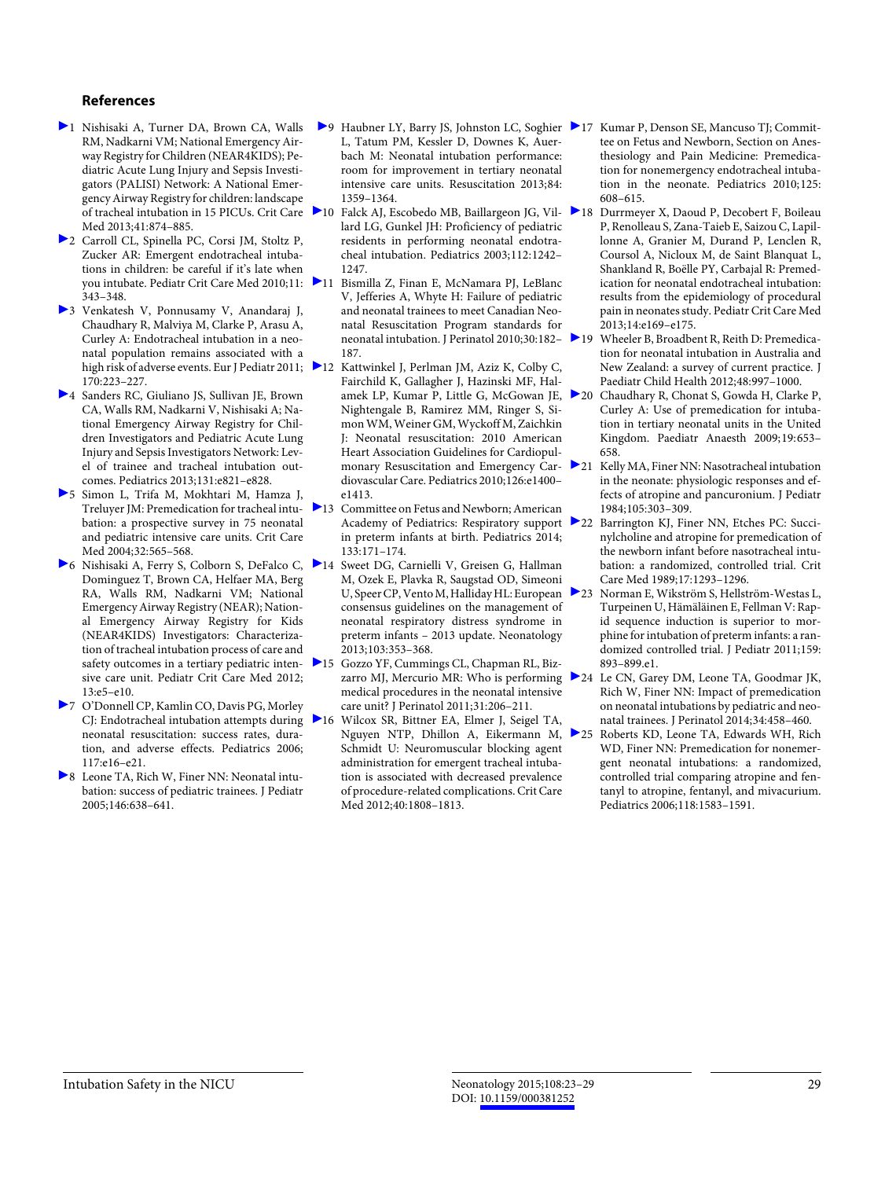## References

1. Nishisaki A, Turner DA, Brown CA, Walls RM, Nadkarni VM; National Emergency Airway Registry for Children (NEAR4KIDS); Pediatric Acute Lung Injury and Sepsis Investigators (PALISI) Network: A National Emergency Airway Registry for children: landscape of tracheal intubation in 15 PICUs. Crit Care Med 2013;41:874–885.
2. Carroll CL, Spinella PC, Corsi JM, Stoltz P, Zucker AR: Emergent endotracheal intubations in children: be careful if it's late when you intubate. Pediatr Crit Care Med 2010;11:343–348.
3. Venkatesh V, Ponnusamy V, Anandaraj J, Chaudhary R, Malviya M, Clarke P, Arasu A, Curley A: Endotracheal intubation in a neonatal population remains associated with a high risk of adverse events. Eur J Pediatr 2011;170:223–227.
4. Sanders RC, Giuliano JS, Sullivan JE, Brown CA, Walls RM, Nadkarni V, Nishisaki A; National Emergency Airway Registry for Children Investigators and Pediatric Acute Lung Injury and Sepsis Investigators Network: Level of trainee and tracheal intubation outcomes. Pediatrics 2013;131:e821–e828.
5. Simon L, Trifa M, Mokhtari M, Hamza J, Treluyer JM: Premedication for tracheal intubation: a prospective survey in 75 neonatal and pediatric intensive care units. Crit Care Med 2004;32:565–568.
6. Nishisaki A, Ferry S, Colborn S, DeFalco C, Dominguez T, Brown CA, Helfaer MA, Berg RA, Walls RM, Nadkarni VM; National Emergency Airway Registry (NEAR); National Emergency Airway Registry for Kids (NEAR4KIDS) Investigators: Characterization of tracheal intubation process of care and safety outcomes in a tertiary pediatric intensive care unit. Pediatr Crit Care Med 2012;13:e5–e10.
7. O'Donnell CP, Kamlin CO, Davis PG, Morley CJ: Endotracheal intubation attempts during neonatal resuscitation: success rates, duration, and adverse effects. Pediatrics 2006;117:e16–e21.
8. Leone TA, Rich W, Finer NN: Neonatal intubation: success of pediatric trainees. J Pediatr 2005;146:638–641.
9. Haubner LY, Barry JS, Johnston LC, Soghier L, Tatum PM, Kessler D, Downes K, Auerbach M: Neonatal intubation performance: room for improvement in tertiary neonatal intensive care units. Resuscitation 2013;84:1359–1364.
10. Falck AJ, Escobedo MB, Baillargeon JG, Villard LG, Gunkel JH: Proficiency of pediatric residents in performing neonatal endotracheal intubation. Pediatrics 2003;112:1242–1247.
11. Bismilla Z, Finan E, McNamara PJ, LeBlanc V, Jefferies A, Whyte H: Failure of pediatric and neonatal trainees to meet Canadian Neonatal Resuscitation Program standards for neonatal intubation. J Perinatol 2010;30:182–187.
12. Kattwinkel J, Perlman JM, Aziz K, Colby C, Fairchild K, Gallagher J, Hazinski MF, Halamek LP, Kumar P, Little G, McGowan JE, Nightengale B, Ramirez MM, Ringer S, Simon WM, Weiner GM, Wyckoff M, Zaichkin J: Neonatal resuscitation: 2010 American Heart Association Guidelines for Cardiopulmonary Resuscitation and Emergency Cardiovascular Care. Pediatrics 2010;126:e1400–e1413.
13. Committee on Fetus and Newborn; American Academy of Pediatrics: Respiratory support in preterm infants at birth. Pediatrics 2014;133:171–174.
14. Sweet DG, Carnielli V, Greisen G, Hallman M, Ozek E, Plavka R, Saugstad OD, Simeoni U, Speer CP, Vento M, Halliday HL: European consensus guidelines on the management of neonatal respiratory distress syndrome in preterm infants – 2013 update. Neonatology 2013;103:353–368.
15. Gozzo YF, Cummings CL, Chapman RL, Bizzarro MJ, Mercurio MR: Who is performing medical procedures in the neonatal intensive care unit? J Perinatol 2011;31:206–211.
16. Wilcox SR, Bittner EA, Elmer J, Seigel TA, Nguyen NTP, Dhillon A, Eikermann M, Schmidt U: Neuromuscular blocking agent administration for emergent tracheal intubation is associated with decreased prevalence of procedure-related complications. Crit Care Med 2012;40:1808–1813.
17. Kumar P, Denson SE, Mancuso TJ; Committee on Fetus and Newborn, Section on Anesthesiology and Pain Medicine: Premedication for nonemergency endotracheal intubation in the neonate. Pediatrics 2010;125:608–615.
18. Durrmeyer X, Daoud P, Decobert F, Boileau P, Renolleau S, Zana-Taieb E, Saizou C, Lapillonne A, Granier M, Durand P, Lenclen R, Coursol A, Nicloux M, de Saint Blanquat L, Shankland R, Boëlle PY, Carbajal R: Premedication for neonatal endotracheal intubation: results from the epidemiology of procedural pain in neonates study. Pediatr Crit Care Med 2013;14:e169–e175.
19. Wheeler B, Broadbent R, Reith D: Premedication for neonatal intubation in Australia and New Zealand: a survey of current practice. J Paediatr Child Health 2012;48:997–1000.
20. Chaudhary R, Chonat S, Gowda H, Clarke P, Curley A: Use of premedication for intubation in tertiary neonatal units in the United Kingdom. Paediatr Anaesth 2009;19:653–658.
21. Kelly MA, Finer NN: Nasotracheal intubation in the neonate: physiologic responses and effects of atropine and pancuronium. J Pediatr 1984;105:303–309.
22. Barrington KJ, Finer NN, Etches PC: Succinylcholine and atropine for premedication of the newborn infant before nasotracheal intubation: a randomized, controlled trial. Crit Care Med 1989;17:1293–1296.
23. Norman E, Wikström S, Hellström-Westas L, Turpeinen U, Hämäläinen E, Fellman V: Rapid sequence induction is superior to morphine for intubation of preterm infants: a randomized controlled trial. J Pediatr 2011;159:893–899.e1.
24. Le CN, Garey DM, Leone TA, Goodmar JK, Rich W, Finer NN: Impact of premedication on neonatal intubations by pediatric and neonatal trainees. J Perinatol 2014;34:458–460.
25. Roberts KD, Leone TA, Edwards WH, Rich WD, Finer NN: Premedication for nonemergent neonatal intubations: a randomized, controlled trial comparing atropine and fentanyl to atropine, fentanyl, and mivacurium. Pediatrics 2006;118:1583–1591.